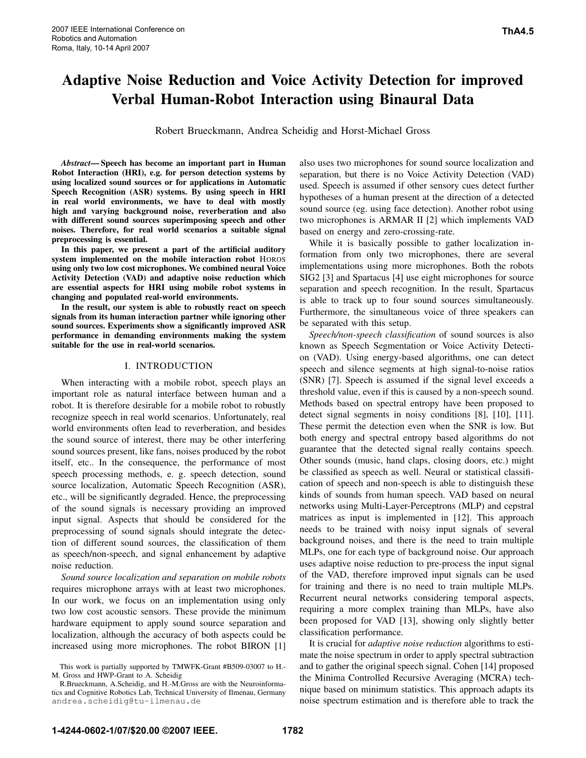# Adaptive Noise Reduction and Voice Activity Detection for improved Verbal Human-Robot Interaction using Binaural Data

Robert Brueckmann, Andrea Scheidig and Horst-Michael Gross

***Abstract*— Speech has become an important part in Human Robot Interaction (HRI), e.g. for person detection systems by using localized sound sources or for applications in Automatic Speech Recognition (ASR) systems. By using speech in HRI in real world environments, we have to deal with mostly high and varying background noise, reverberation and also with different sound sources superimposing speech and other noises. Therefore, for real world scenarios a suitable signal preprocessing is essential.**

**In this paper, we present a part of the artificial auditory system implemented on the mobile interaction robot HOROS using only two low cost microphones. We combined neural Voice Activity Detection (VAD) and adaptive noise reduction which are essential aspects for HRI using mobile robot systems in changing and populated real-world environments.**

**In the result, our system is able to robustly react on speech signals from its human interaction partner while ignoring other sound sources. Experiments show a significantly improved ASR performance in demanding environments making the system suitable for the use in real-world scenarios.**

## I. INTRODUCTION

When interacting with a mobile robot, speech plays an important role as natural interface between human and a robot. It is therefore desirable for a mobile robot to robustly recognize speech in real world scenarios. Unfortunately, real world environments often lead to reverberation, and besides the sound source of interest, there may be other interfering sound sources present, like fans, noises produced by the robot itself, etc.. In the consequence, the performance of most speech processing methods, e. g. speech detection, sound source localization, Automatic Speech Recognition (ASR), etc., will be significantly degraded. Hence, the preprocessing of the sound signals is necessary providing an improved input signal. Aspects that should be considered for the preprocessing of sound signals should integrate the detection of different sound sources, the classification of them as speech/non-speech, and signal enhancement by adaptive noise reduction.

*Sound source localization and separation on mobile robots* requires microphone arrays with at least two microphones. In our work, we focus on an implementation using only two low cost acoustic sensors. These provide the minimum hardware equipment to apply sound source separation and localization, although the accuracy of both aspects could be increased using more microphones. The robot BIRON [1] also uses two microphones for sound source localization and separation, but there is no Voice Activity Detection (VAD) used. Speech is assumed if other sensory cues detect further hypotheses of a human present at the direction of a detected sound source (eg. using face detection). Another robot using two microphones is ARMAR II [2] which implements VAD based on energy and zero-crossing-rate.

While it is basically possible to gather localization information from only two microphones, there are several implementations using more microphones. Both the robots SIG2 [3] and Spartacus [4] use eight microphones for source separation and speech recognition. In the result, Spartacus is able to track up to four sound sources simultaneously. Furthermore, the simultaneous voice of three speakers can be separated with this setup.

*Speech/non-speech classification* of sound sources is also known as Speech Segmentation or Voice Activity Detection (VAD). Using energy-based algorithms, one can detect speech and silence segments at high signal-to-noise ratios (SNR) [7]. Speech is assumed if the signal level exceeds a threshold value, even if this is caused by a non-speech sound. Methods based on spectral entropy have been proposed to detect signal segments in noisy conditions [8], [10], [11]. These permit the detection even when the SNR is low. But both energy and spectral entropy based algorithms do not guarantee that the detected signal really contains speech. Other sounds (music, hand claps, closing doors, etc.) might be classified as speech as well. Neural or statistical classification of speech and non-speech is able to distinguish these kinds of sounds from human speech. VAD based on neural networks using Multi-Layer-Perceptrons (MLP) and cepstral matrices as input is implemented in [12]. This approach needs to be trained with noisy input signals of several background noises, and there is the need to train multiple MLPs, one for each type of background noise. Our approach uses adaptive noise reduction to pre-process the input signal of the VAD, therefore improved input signals can be used for training and there is no need to train multiple MLPs. Recurrent neural networks considering temporal aspects, requiring a more complex training than MLPs, have also been proposed for VAD [13], showing only slightly better classification performance.

It is crucial for *adaptive noise reduction* algorithms to estimate the noise spectrum in order to apply spectral subtraction and to gather the original speech signal. Cohen [14] proposed the Minima Controlled Recursive Averaging (MCRA) technique based on minimum statistics. This approach adapts its noise spectrum estimation and is therefore able to track the

This work is partially supported by TMWFK-Grant #B509-03007 to H.-M. Gross and HWP-Grant to A. Scheidig

R.Brueckmann, A.Scheidig, and H.-M.Gross are with the Neuroinformatics and Cognitive Robotics Lab, Technical University of Ilmenau, Germany andrea.scheidig@tu-ilmenau.de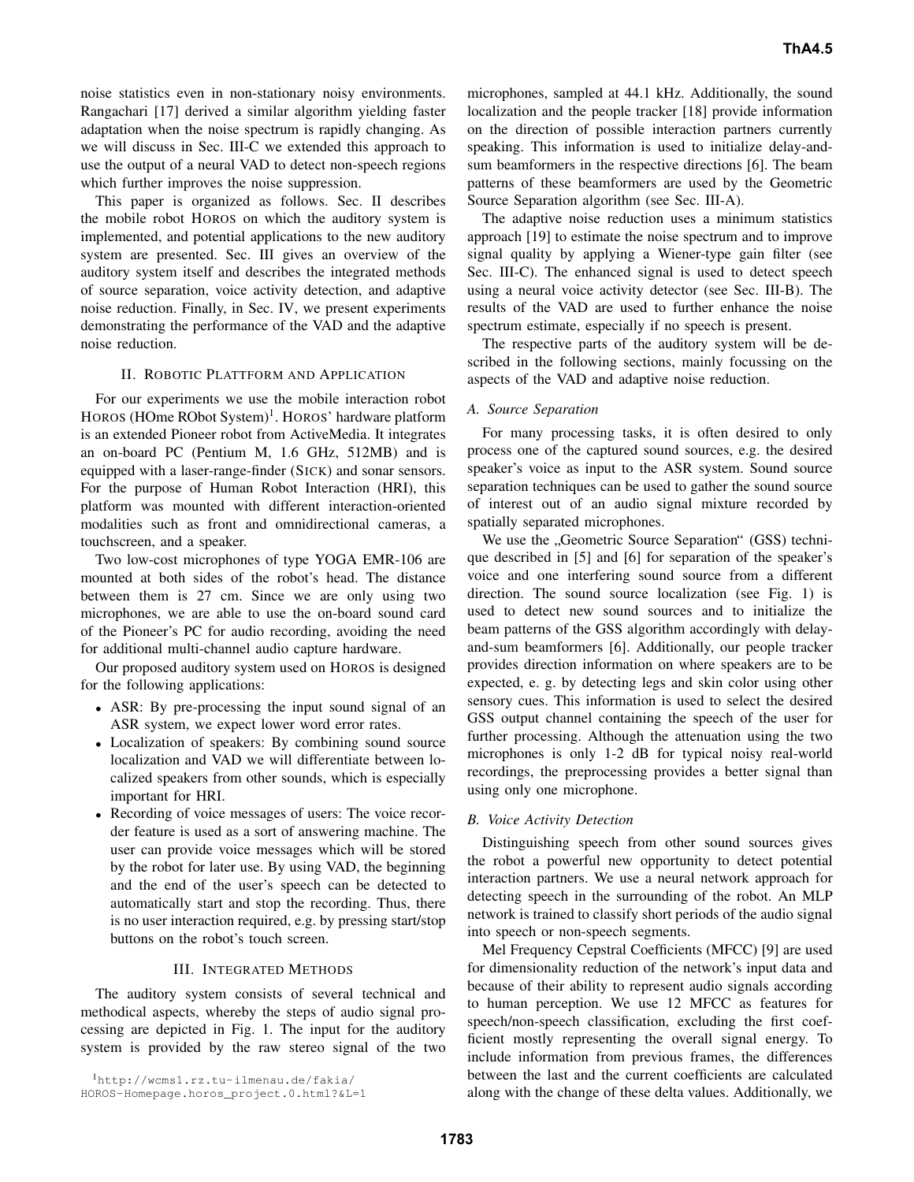noise statistics even in non-stationary noisy environments. Rangachari [17] derived a similar algorithm yielding faster adaptation when the noise spectrum is rapidly changing. As we will discuss in Sec. III-C we extended this approach to use the output of a neural VAD to detect non-speech regions which further improves the noise suppression.

This paper is organized as follows. Sec. II describes the mobile robot HOROS on which the auditory system is implemented, and potential applications to the new auditory system are presented. Sec. III gives an overview of the auditory system itself and describes the integrated methods of source separation, voice activity detection, and adaptive noise reduction. Finally, in Sec. IV, we present experiments demonstrating the performance of the VAD and the adaptive noise reduction.

## II. ROBOTIC PLATTFORM AND APPLICATION

For our experiments we use the mobile interaction robot HOROS (HOme RObot System)[1]. HOROS' hardware platform is an extended Pioneer robot from ActiveMedia. It integrates an on-board PC (Pentium M, 1.6 GHz, 512MB) and is equipped with a laser-range-finder (SICK) and sonar sensors. For the purpose of Human Robot Interaction (HRI), this platform was mounted with different interaction-oriented modalities such as front and omnidirectional cameras, a touchscreen, and a speaker.

Two low-cost microphones of type YOGA EMR-106 are mounted at both sides of the robot's head. The distance between them is 27 cm. Since we are only using two microphones, we are able to use the on-board sound card of the Pioneer's PC for audio recording, avoiding the need for additional multi-channel audio capture hardware.

Our proposed auditory system used on HOROS is designed for the following applications:

- ASR: By pre-processing the input sound signal of an ASR system, we expect lower word error rates.
- Localization of speakers: By combining sound source localization and VAD we will differentiate between localized speakers from other sounds, which is especially important for HRI.
- Recording of voice messages of users: The voice recorder feature is used as a sort of answering machine. The user can provide voice messages which will be stored by the robot for later use. By using VAD, the beginning and the end of the user's speech can be detected to automatically start and stop the recording. Thus, there is no user interaction required, e.g. by pressing start/stop buttons on the robot's touch screen.

## III. INTEGRATED METHODS

The auditory system consists of several technical and methodical aspects, whereby the steps of audio signal processing are depicted in Fig. 1. The input for the auditory system is provided by the raw stereo signal of the two microphones, sampled at 44.1 kHz. Additionally, the sound localization and the people tracker [18] provide information on the direction of possible interaction partners currently speaking. This information is used to initialize delay-and-sum beamformers in the respective directions [6]. The beam patterns of these beamformers are used by the Geometric Source Separation algorithm (see Sec. III-A).

The adaptive noise reduction uses a minimum statistics approach [19] to estimate the noise spectrum and to improve signal quality by applying a Wiener-type gain filter (see Sec. III-C). The enhanced signal is used to detect speech using a neural voice activity detector (see Sec. III-B). The results of the VAD are used to further enhance the noise spectrum estimate, especially if no speech is present.

The respective parts of the auditory system will be described in the following sections, mainly focussing on the aspects of the VAD and adaptive noise reduction.

### A. Source Separation

For many processing tasks, it is often desired to only process one of the captured sound sources, e.g. the desired speaker's voice as input to the ASR system. Sound source separation techniques can be used to gather the sound source of interest out of an audio signal mixture recorded by spatially separated microphones.

We use the „Geometric Source Separation" (GSS) technique described in [5] and [6] for separation of the speaker's voice and one interfering sound source from a different direction. The sound source localization (see Fig. 1) is used to detect new sound sources and to initialize the beam patterns of the GSS algorithm accordingly with delay-and-sum beamformers [6]. Additionally, our people tracker provides direction information on where speakers are to be expected, e. g. by detecting legs and skin color using other sensory cues. This information is used to select the desired GSS output channel containing the speech of the user for further processing. Although the attenuation using the two microphones is only 1-2 dB for typical noisy real-world recordings, the preprocessing provides a better signal than using only one microphone.

### B. Voice Activity Detection

Distinguishing speech from other sound sources gives the robot a powerful new opportunity to detect potential interaction partners. We use a neural network approach for detecting speech in the surrounding of the robot. An MLP network is trained to classify short periods of the audio signal into speech or non-speech segments.

Mel Frequency Cepstral Coefficients (MFCC) [9] are used for dimensionality reduction of the network's input data and because of their ability to represent audio signals according to human perception. We use 12 MFCC as features for speech/non-speech classification, excluding the first coefficient mostly representing the overall signal energy. To include information from previous frames, the differences between the last and the current coefficients are calculated along with the change of these delta values. Additionally, we

[1] http://wcms1.rz.tu-ilmenau.de/fakia/HOROS-Homepage.horos_project.0.html?&L=1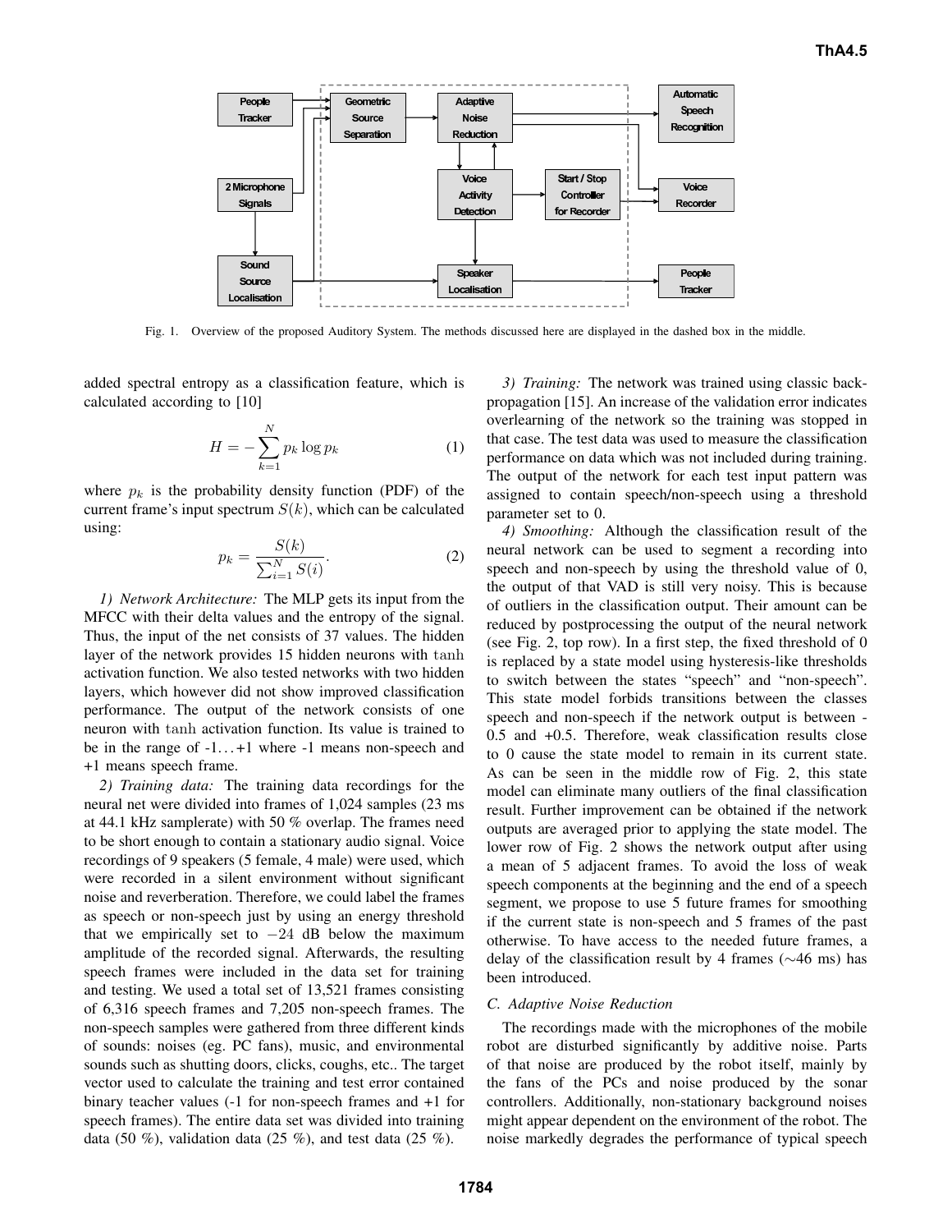Fig. 1. Overview of the proposed Auditory System. The methods discussed here are displayed in the dashed box in the middle.

added spectral entropy as a classification feature, which is calculated according to [10]

$$H = -\sum_{k=1}^{N} p_k \log p_k \tag{1}$$

where $p_k$ is the probability density function (PDF) of the current frame's input spectrum $S(k)$, which can be calculated using:

$$p_k = \frac{S(k)}{\sum_{i=1}^{N} S(i)}. \tag{2}$$

*1) Network Architecture:* The MLP gets its input from the MFCC with their delta values and the entropy of the signal. Thus, the input of the net consists of 37 values. The hidden layer of the network provides 15 hidden neurons with $\tanh$ activation function. We also tested networks with two hidden layers, which however did not show improved classification performance. The output of the network consists of one neuron with $\tanh$ activation function. Its value is trained to be in the range of -1…+1 where -1 means non-speech and +1 means speech frame.

*2) Training data:* The training data recordings for the neural net were divided into frames of 1,024 samples (23 ms at 44.1 kHz samplerate) with 50 % overlap. The frames need to be short enough to contain a stationary audio signal. Voice recordings of 9 speakers (5 female, 4 male) were used, which were recorded in a silent environment without significant noise and reverberation. Therefore, we could label the frames as speech or non-speech just by using an energy threshold that we empirically set to $-24$ dB below the maximum amplitude of the recorded signal. Afterwards, the resulting speech frames were included in the data set for training and testing. We used a total set of 13,521 frames consisting of 6,316 speech frames and 7,205 non-speech frames. The non-speech samples were gathered from three different kinds of sounds: noises (eg. PC fans), music, and environmental sounds such as shutting doors, clicks, coughs, etc.. The target vector used to calculate the training and test error contained binary teacher values (-1 for non-speech frames and +1 for speech frames). The entire data set was divided into training data (50 %), validation data (25 %), and test data (25 %).

*3) Training:* The network was trained using classic back-propagation [15]. An increase of the validation error indicates overlearning of the network so the training was stopped in that case. The test data was used to measure the classification performance on data which was not included during training. The output of the network for each test input pattern was assigned to contain speech/non-speech using a threshold parameter set to 0.

*4) Smoothing:* Although the classification result of the neural network can be used to segment a recording into speech and non-speech by using the threshold value of 0, the output of that VAD is still very noisy. This is because of outliers in the classification output. Their amount can be reduced by postprocessing the output of the neural network (see Fig. 2, top row). In a first step, the fixed threshold of 0 is replaced by a state model using hysteresis-like thresholds to switch between the states "speech" and "non-speech". This state model forbids transitions between the classes speech and non-speech if the network output is between -0.5 and +0.5. Therefore, weak classification results close to 0 cause the state model to remain in its current state. As can be seen in the middle row of Fig. 2, this state model can eliminate many outliers of the final classification result. Further improvement can be obtained if the network outputs are averaged prior to applying the state model. The lower row of Fig. 2 shows the network output after using a mean of 5 adjacent frames. To avoid the loss of weak speech components at the beginning and the end of a speech segment, we propose to use 5 future frames for smoothing if the current state is non-speech and 5 frames of the past otherwise. To have access to the needed future frames, a delay of the classification result by 4 frames ($\sim$46 ms) has been introduced.

### C. Adaptive Noise Reduction

The recordings made with the microphones of the mobile robot are disturbed significantly by additive noise. Parts of that noise are produced by the robot itself, mainly by the fans of the PCs and noise produced by the sonar controllers. Additionally, non-stationary background noises might appear dependent on the environment of the robot. The noise markedly degrades the performance of typical speech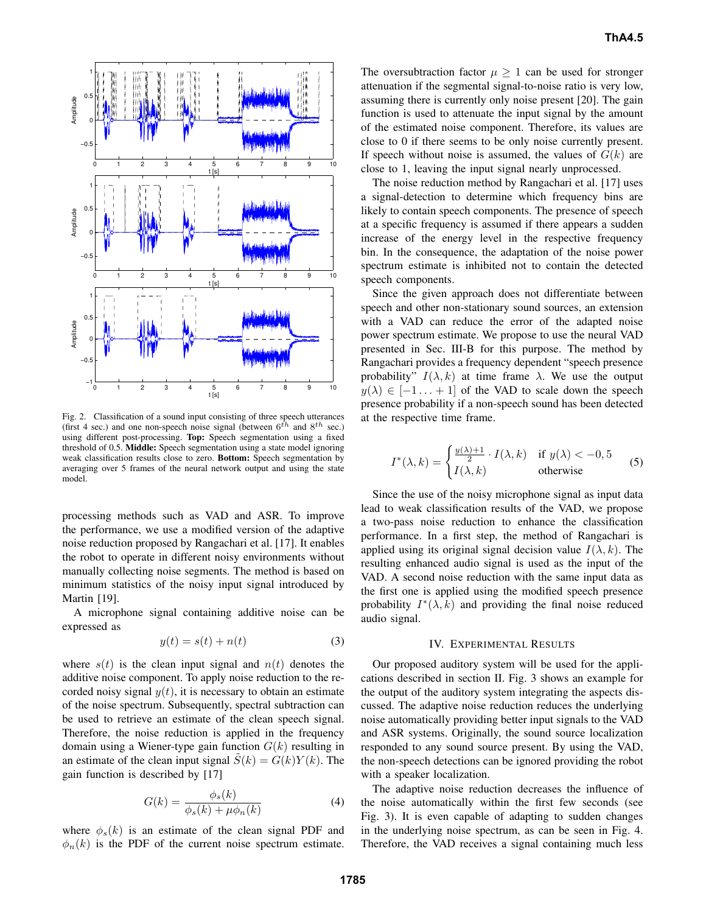Fig. 2. Classification of a sound input consisting of three speech utterances (first 4 sec.) and one non-speech noise signal (between $6^{th}$ and $8^{th}$ sec.) using different post-processing. **Top:** Speech segmentation using a fixed threshold of 0.5. **Middle:** Speech segmentation using a state model ignoring weak classification results close to zero. **Bottom:** Speech segmentation by averaging over 5 frames of the neural network output and using the state model.

processing methods such as VAD and ASR. To improve the performance, we use a modified version of the adaptive noise reduction proposed by Rangachari et al. [17]. It enables the robot to operate in different noisy environments without manually collecting noise segments. The method is based on minimum statistics of the noisy input signal introduced by Martin [19].

A microphone signal containing additive noise can be expressed as

$$y(t) = s(t) + n(t) \tag{3}$$

where $s(t)$ is the clean input signal and $n(t)$ denotes the additive noise component. To apply noise reduction to the recorded noisy signal $y(t)$, it is necessary to obtain an estimate of the noise spectrum. Subsequently, spectral subtraction can be used to retrieve an estimate of the clean speech signal. Therefore, the noise reduction is applied in the frequency domain using a Wiener-type gain function $G(k)$ resulting in an estimate of the clean input signal $\tilde{S}(k) = G(k)Y(k)$. The gain function is described by [17]

$$G(k) = \frac{\phi_s(k)}{\phi_s(k) + \mu\phi_n(k)} \tag{4}$$

where $\phi_s(k)$ is an estimate of the clean signal PDF and $\phi_n(k)$ is the PDF of the current noise spectrum estimate. The oversubtraction factor $\mu \geq 1$ can be used for stronger attenuation if the segmental signal-to-noise ratio is very low, assuming there is currently only noise present [20]. The gain function is used to attenuate the input signal by the amount of the estimated noise component. Therefore, its values are close to 0 if there seems to be only noise currently present. If speech without noise is assumed, the values of $G(k)$ are close to 1, leaving the input signal nearly unprocessed.

The noise reduction method by Rangachari et al. [17] uses a signal-detection to determine which frequency bins are likely to contain speech components. The presence of speech at a specific frequency is assumed if there appears a sudden increase of the energy level in the respective frequency bin. In the consequence, the adaptation of the noise power spectrum estimate is inhibited not to contain the detected speech components.

Since the given approach does not differentiate between speech and other non-stationary sound sources, an extension with a VAD can reduce the error of the adapted noise power spectrum estimate. We propose to use the neural VAD presented in Sec. III-B for this purpose. The method by Rangachari provides a frequency dependent "speech presence probability" $I(\lambda, k)$ at time frame $\lambda$. We use the output $y(\lambda) \in [-1 \ldots +1]$ of the VAD to scale down the speech presence probability if a non-speech sound has been detected at the respective time frame.

$$I^*(\lambda, k) = \begin{cases} \frac{y(\lambda)+1}{2} \cdot I(\lambda, k) & \text{if } y(\lambda) < -0,5 \\ I(\lambda, k) & \text{otherwise} \end{cases} \tag{5}$$

Since the use of the noisy microphone signal as input data lead to weak classification results of the VAD, we propose a two-pass noise reduction to enhance the classification performance. In a first step, the method of Rangachari is applied using its original signal decision value $I(\lambda, k)$. The resulting enhanced audio signal is used as the input of the VAD. A second noise reduction with the same input data as the first one is applied using the modified speech presence probability $I^*(\lambda, k)$ and providing the final noise reduced audio signal.

## IV. Experimental Results

Our proposed auditory system will be used for the applications described in section II. Fig. 3 shows an example for the output of the auditory system integrating the aspects discussed. The adaptive noise reduction reduces the underlying noise automatically providing better input signals to the VAD and ASR systems. Originally, the sound source localization responded to any sound source present. By using the VAD, the non-speech detections can be ignored providing the robot with a speaker localization.

The adaptive noise reduction decreases the influence of the noise automatically within the first few seconds (see Fig. 3). It is even capable of adapting to sudden changes in the underlying noise spectrum, as can be seen in Fig. 4. Therefore, the VAD receives a signal containing much less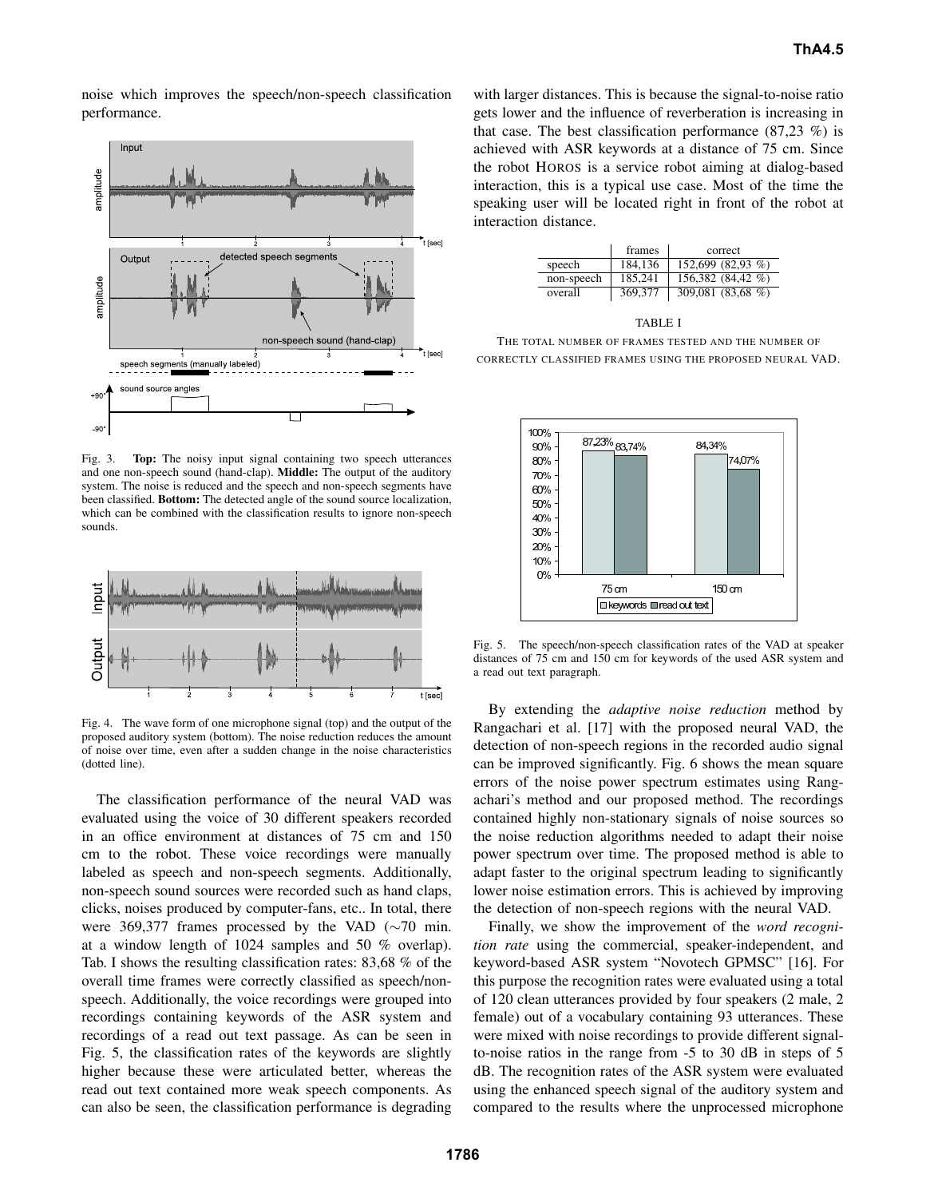noise which improves the speech/non-speech classification performance.

Fig. 3. **Top:** The noisy input signal containing two speech utterances and one non-speech sound (hand-clap). **Middle:** The output of the auditory system. The noise is reduced and the speech and non-speech segments have been classified. **Bottom:** The detected angle of the sound source localization, which can be combined with the classification results to ignore non-speech sounds.

Fig. 4. The wave form of one microphone signal (top) and the output of the proposed auditory system (bottom). The noise reduction reduces the amount of noise over time, even after a sudden change in the noise characteristics (dotted line).

The classification performance of the neural VAD was evaluated using the voice of 30 different speakers recorded in an office environment at distances of 75 cm and 150 cm to the robot. These voice recordings were manually labeled as speech and non-speech segments. Additionally, non-speech sound sources were recorded such as hand claps, clicks, noises produced by computer-fans, etc.. In total, there were 369,377 frames processed by the VAD ($\sim$70 min. at a window length of 1024 samples and 50 % overlap). Tab. I shows the resulting classification rates: 83,68 % of the overall time frames were correctly classified as speech/non-speech. Additionally, the voice recordings were grouped into recordings containing keywords of the ASR system and recordings of a read out text passage. As can be seen in Fig. 5, the classification rates of the keywords are slightly higher because these were articulated better, whereas the read out text contained more weak speech components. As can also be seen, the classification performance is degrading with larger distances. This is because the signal-to-noise ratio gets lower and the influence of reverberation is increasing in that case. The best classification performance (87,23 %) is achieved with ASR keywords at a distance of 75 cm. Since the robot HOROS is a service robot aiming at dialog-based interaction, this is a typical use case. Most of the time the speaking user will be located right in front of the robot at interaction distance.

| | frames | correct |
|---|---|---|
| speech | 184,136 | 152,699 (82,93 %) |
| non-speech | 185,241 | 156,382 (84,42 %) |
| overall | 369,377 | 309,081 (83,68 %) |

TABLE I

THE TOTAL NUMBER OF FRAMES TESTED AND THE NUMBER OF CORRECTLY CLASSIFIED FRAMES USING THE PROPOSED NEURAL VAD.

Fig. 5. The speech/non-speech classification rates of the VAD at speaker distances of 75 cm and 150 cm for keywords of the used ASR system and a read out text paragraph.

By extending the *adaptive noise reduction* method by Rangachari et al. [17] with the proposed neural VAD, the detection of non-speech regions in the recorded audio signal can be improved significantly. Fig. 6 shows the mean square errors of the noise power spectrum estimates using Rangachari's method and our proposed method. The recordings contained highly non-stationary signals of noise sources so the noise reduction algorithms needed to adapt their noise power spectrum over time. The proposed method is able to adapt faster to the original spectrum leading to significantly lower noise estimation errors. This is achieved by improving the detection of non-speech regions with the neural VAD.

Finally, we show the improvement of the *word recognition rate* using the commercial, speaker-independent, and keyword-based ASR system "Novotech GPMSC" [16]. For this purpose the recognition rates were evaluated using a total of 120 clean utterances provided by four speakers (2 male, 2 female) out of a vocabulary containing 93 utterances. These were mixed with noise recordings to provide different signal-to-noise ratios in the range from -5 to 30 dB in steps of 5 dB. The recognition rates of the ASR system were evaluated using the enhanced speech signal of the auditory system and compared to the results where the unprocessed microphone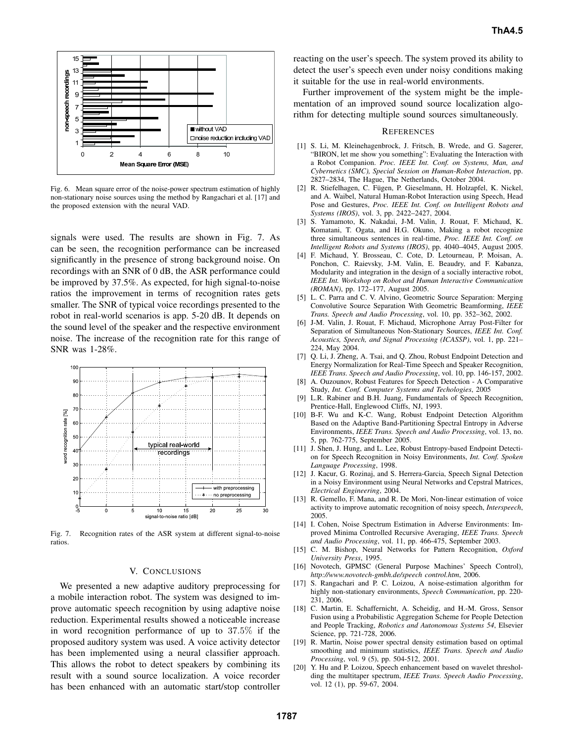15
13
11
9
7
5
3
1

non-speech recordings

0 2 4 6 8 10

Mean Square Error (MSE)

without VAD

noise reduction including VAD

Fig. 6. Mean square error of the noise-power spectrum estimation of highly non-stationary noise sources using the method by Rangachari et al. [17] and the proposed extension with the neural VAD.

signals were used. The results are shown in Fig. 7. As can be seen, the recognition performance can be increased significantly in the presence of strong background noise. On recordings with an SNR of 0 dB, the ASR performance could be improved by 37.5%. As expected, for high signal-to-noise ratios the improvement in terms of recognition rates gets smaller. The SNR of typical voice recordings presented to the robot in real-world scenarios is app. 5-20 dB. It depends on the sound level of the speaker and the respective environment noise. The increase of the recognition rate for this range of SNR was 1-28%.

100
90
80
70
60
50
40
30
20
10
0

word recognition rate [%]

-5 0 5 10 15 20 25 30

signal-to-noise ratio [dB]

typical real-world recordings

with preprocessing

no preprocessing

Fig. 7. Recognition rates of the ASR system at different signal-to-noise ratios.

## V. Conclusions

We presented a new adaptive auditory preprocessing for a mobile interaction robot. The system was designed to improve automatic speech recognition by using adaptive noise reduction. Experimental results showed a noticeable increase in word recognition performance of up to $37.5\%$ if the proposed auditory system was used. A voice activity detector has been implemented using a neural classifier approach. This allows the robot to detect speakers by combining its result with a sound source localization. A voice recorder has been enhanced with an automatic start/stop controller reacting on the user's speech. The system proved its ability to detect the user's speech even under noisy conditions making it suitable for the use in real-world environments.

Further improvement of the system might be the implementation of an improved sound source localization algorithm for detecting multiple sound sources simultaneously.

## References

[1] S. Li, M. Kleinehagenbrock, J. Fritsch, B. Wrede, and G. Sagerer, "BIRON, let me show you something": Evaluating the Interaction with a Robot Companion. *Proc. IEEE Int. Conf. on Systems, Man, and Cybernetics (SMC), Special Session on Human-Robot Interaction*, pp. 2827–2834, The Hague, The Netherlands, October 2004.

[2] R. Stiefelhagen, C. Fügen, P. Gieselmann, H. Holzapfel, K. Nickel, and A. Waibel, Natural Human-Robot Interaction using Speech, Head Pose and Gestures, *Proc. IEEE Int. Conf. on Intelligent Robots and Systems (IROS)*, vol. 3, pp. 2422–2427, 2004.

[3] S. Yamamoto, K. Nakadai, J-M. Valin, J. Rouat, F. Michaud, K. Komatani, T. Ogata, and H.G. Okuno, Making a robot recognize three simultaneous sentences in real-time, *Proc. IEEE Int. Conf. on Intelligent Robots and Systems (IROS)*, pp. 4040–4045, August 2005.

[4] F. Michaud, Y. Brosseau, C. Cote, D. Letourneau, P. Moisan, A. Ponchon, C. Raievsky, J-M. Valin, E. Beaudry, and F. Kabanza, Modularity and integration in the design of a socially interactive robot, *IEEE Int. Workshop on Robot and Human Interactive Communication (ROMAN)*, pp. 172–177, August 2005.

[5] L. C. Parra and C. V. Alvino, Geometric Source Separation: Merging Convolutive Source Separation With Geometric Beamforming, *IEEE Trans. Speech and Audio Processing*, vol. 10, pp. 352–362, 2002.

[6] J-M. Valin, J. Rouat, F. Michaud, Microphone Array Post-Filter for Separation of Simultaneous Non-Stationary Sources, *IEEE Int. Conf. Acoustics, Speech, and Signal Processing (ICASSP)*, vol. 1, pp. 221–224, May 2004.

[7] Q. Li, J. Zheng, A. Tsai, and Q. Zhou, Robust Endpoint Detection and Energy Normalization for Real-Time Speech and Speaker Recognition, *IEEE Trans. Speech and Audio Processing*, vol. 10, pp. 146-157, 2002.

[8] A. Ouzounov, Robust Features for Speech Detection - A Comparative Study, *Int. Conf. Computer Systems and Techologies*, 2005

[9] L.R. Rabiner and B.H. Juang, Fundamentals of Speech Recognition, Prentice-Hall, Englewood Cliffs, NJ, 1993.

[10] B-F. Wu and K-C. Wang, Robust Endpoint Detection Algorithm Based on the Adaptive Band-Partitioning Spectral Entropy in Adverse Environments, *IEEE Trans. Speech and Audio Processing*, vol. 13, no. 5, pp. 762-775, September 2005.

[11] J. Shen, J. Hung, and L. Lee, Robust Entropy-based Endpoint Detection for Speech Recognition in Noisy Environments, *Int. Conf. Spoken Language Processing*, 1998.

[12] J. Kacur, G. Rozinaj, and S. Herrera-Garcia, Speech Signal Detection in a Noisy Environment using Neural Networks and Cepstral Matrices, *Electrical Engineering*, 2004.

[13] R. Gemello, F. Mana, and R. De Mori, Non-linear estimation of voice activity to improve automatic recognition of noisy speech, *Interspeech*, 2005.

[14] I. Cohen, Noise Spectrum Estimation in Adverse Environments: Improved Minima Controlled Recursive Averaging, *IEEE Trans. Speech and Audio Processing*, vol. 11, pp. 466-475, September 2003.

[15] C. M. Bishop, Neural Networks for Pattern Recognition, *Oxford University Press*, 1995.

[16] Novotech, GPMSC (General Purpose Machines' Speech Control), *http://www.novotech-gmbh.de/speech control.htm*, 2006.

[17] S. Rangachari and P. C. Loizou, A noise-estimation algorithm for highly non-stationary environments, *Speech Communication*, pp. 220-231, 2006.

[18] C. Martin, E. Schaffernicht, A. Scheidig, and H.-M. Gross, Sensor Fusion using a Probabilistic Aggregation Scheme for People Detection and People Tracking, *Robotics and Autonomous Systems 54*, Elsevier Science, pp. 721-728, 2006.

[19] R. Martin, Noise power spectral density estimation based on optimal smoothing and minimum statistics, *IEEE Trans. Speech and Audio Processing*, vol. 9 (5), pp. 504-512, 2001.

[20] Y. Hu and P. Loizou, Speech enhancement based on wavelet thresholding the multitaper spectrum, *IEEE Trans. Speech Audio Processing*, vol. 12 (1), pp. 59-67, 2004.